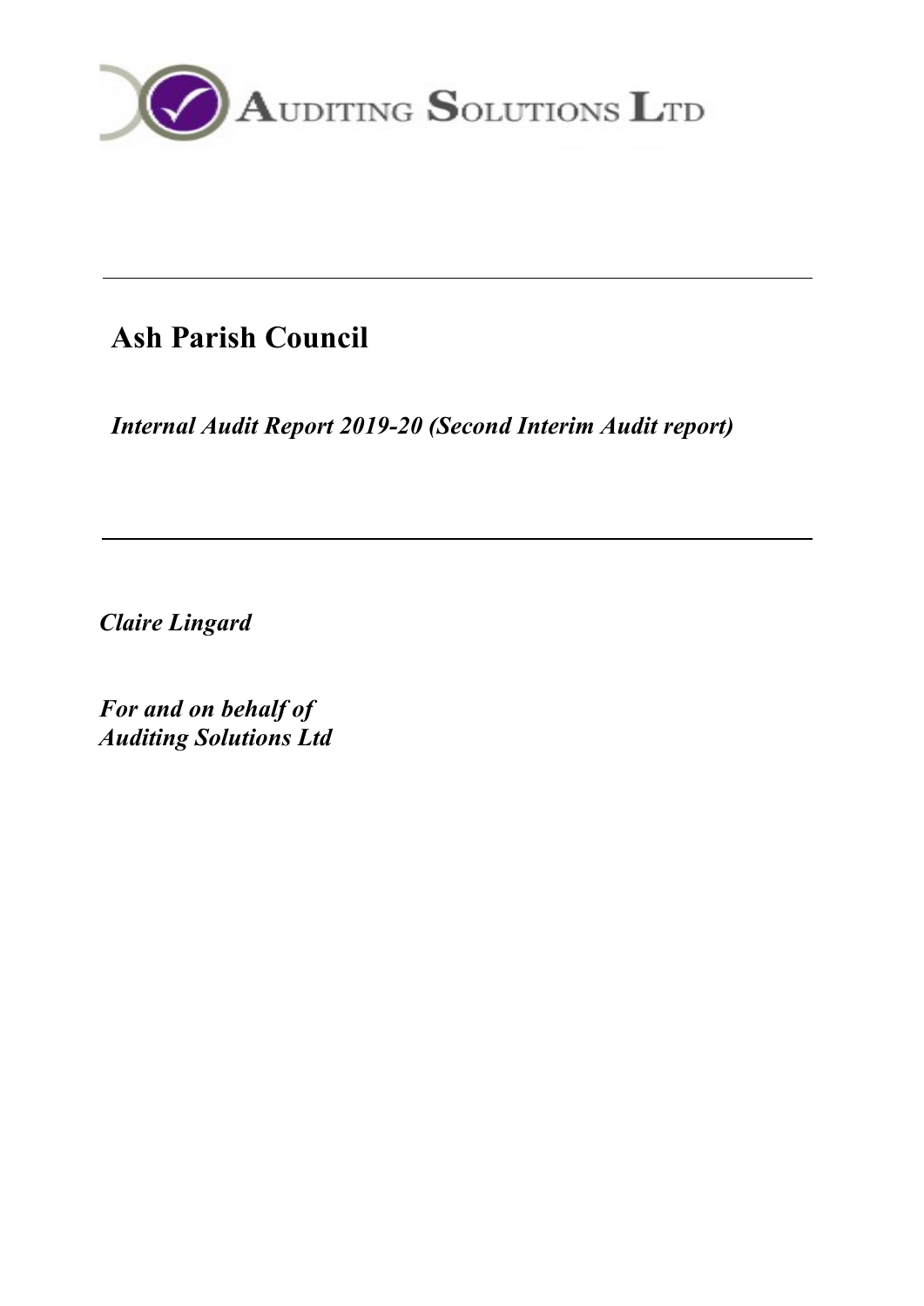AUDITING SOLUTIONS LTD

---

# Ash Parish Council

*Internal Audit Report 2019-20 (Second Interim Audit report)*

---

***Claire Lingard***

***For and on behalf of***
***Auditing Solutions Ltd***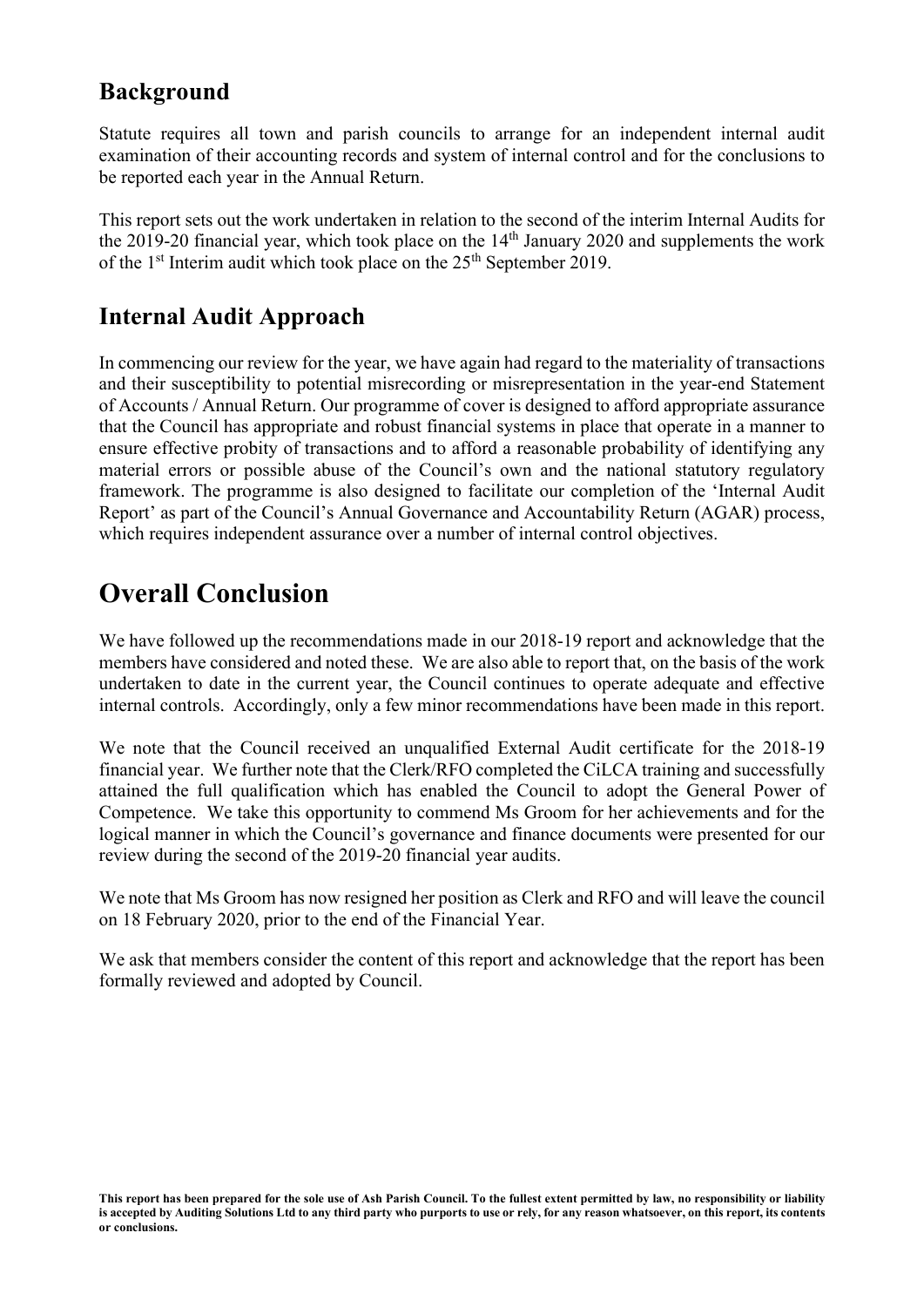## Background

Statute requires all town and parish councils to arrange for an independent internal audit examination of their accounting records and system of internal control and for the conclusions to be reported each year in the Annual Return.

This report sets out the work undertaken in relation to the second of the interim Internal Audits for the 2019-20 financial year, which took place on the 14th January 2020 and supplements the work of the 1st Interim audit which took place on the 25th September 2019.

## Internal Audit Approach

In commencing our review for the year, we have again had regard to the materiality of transactions and their susceptibility to potential misrecording or misrepresentation in the year-end Statement of Accounts / Annual Return. Our programme of cover is designed to afford appropriate assurance that the Council has appropriate and robust financial systems in place that operate in a manner to ensure effective probity of transactions and to afford a reasonable probability of identifying any material errors or possible abuse of the Council's own and the national statutory regulatory framework. The programme is also designed to facilitate our completion of the 'Internal Audit Report' as part of the Council's Annual Governance and Accountability Return (AGAR) process, which requires independent assurance over a number of internal control objectives.

# Overall Conclusion

We have followed up the recommendations made in our 2018-19 report and acknowledge that the members have considered and noted these. We are also able to report that, on the basis of the work undertaken to date in the current year, the Council continues to operate adequate and effective internal controls. Accordingly, only a few minor recommendations have been made in this report.

We note that the Council received an unqualified External Audit certificate for the 2018-19 financial year. We further note that the Clerk/RFO completed the CiLCA training and successfully attained the full qualification which has enabled the Council to adopt the General Power of Competence. We take this opportunity to commend Ms Groom for her achievements and for the logical manner in which the Council's governance and finance documents were presented for our review during the second of the 2019-20 financial year audits.

We note that Ms Groom has now resigned her position as Clerk and RFO and will leave the council on 18 February 2020, prior to the end of the Financial Year.

We ask that members consider the content of this report and acknowledge that the report has been formally reviewed and adopted by Council.

**This report has been prepared for the sole use of Ash Parish Council. To the fullest extent permitted by law, no responsibility or liability is accepted by Auditing Solutions Ltd to any third party who purports to use or rely, for any reason whatsoever, on this report, its contents or conclusions.**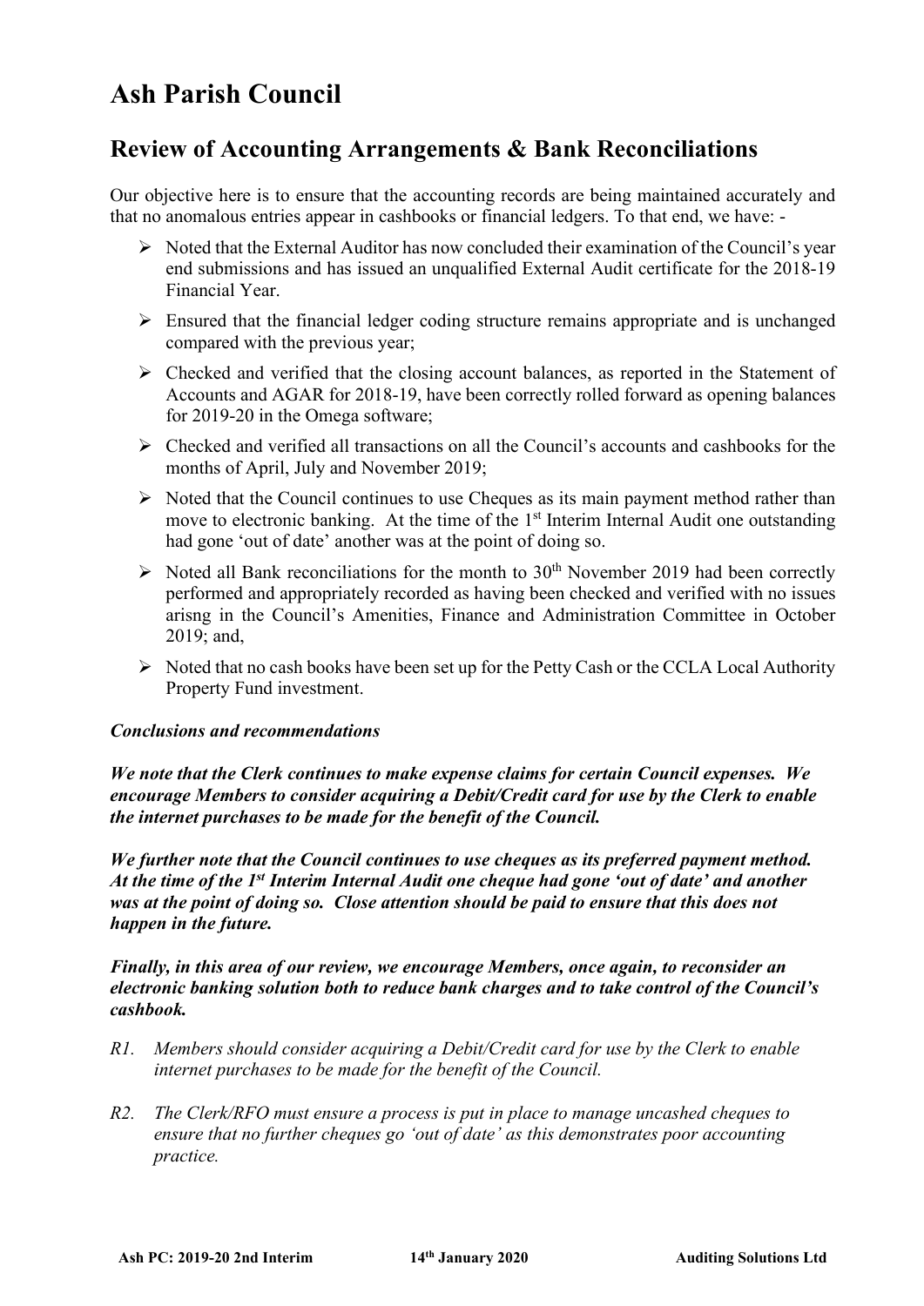# Ash Parish Council

## Review of Accounting Arrangements & Bank Reconciliations

Our objective here is to ensure that the accounting records are being maintained accurately and that no anomalous entries appear in cashbooks or financial ledgers. To that end, we have: -

- Noted that the External Auditor has now concluded their examination of the Council's year end submissions and has issued an unqualified External Audit certificate for the 2018-19 Financial Year.
- Ensured that the financial ledger coding structure remains appropriate and is unchanged compared with the previous year;
- Checked and verified that the closing account balances, as reported in the Statement of Accounts and AGAR for 2018-19, have been correctly rolled forward as opening balances for 2019-20 in the Omega software;
- Checked and verified all transactions on all the Council's accounts and cashbooks for the months of April, July and November 2019;
- Noted that the Council continues to use Cheques as its main payment method rather than move to electronic banking. At the time of the 1st Interim Internal Audit one outstanding had gone 'out of date' another was at the point of doing so.
- Noted all Bank reconciliations for the month to 30th November 2019 had been correctly performed and appropriately recorded as having been checked and verified with no issues arisng in the Council's Amenities, Finance and Administration Committee in October 2019; and,
- Noted that no cash books have been set up for the Petty Cash or the CCLA Local Authority Property Fund investment.

***Conclusions and recommendations***

***We note that the Clerk continues to make expense claims for certain Council expenses. We encourage Members to consider acquiring a Debit/Credit card for use by the Clerk to enable the internet purchases to be made for the benefit of the Council.***

***We further note that the Council continues to use cheques as its preferred payment method. At the time of the 1st Interim Internal Audit one cheque had gone 'out of date' and another was at the point of doing so. Close attention should be paid to ensure that this does not happen in the future.***

***Finally, in this area of our review, we encourage Members, once again, to reconsider an electronic banking solution both to reduce bank charges and to take control of the Council's cashbook.***

*R1. Members should consider acquiring a Debit/Credit card for use by the Clerk to enable internet purchases to be made for the benefit of the Council.*

*R2. The Clerk/RFO must ensure a process is put in place to manage uncashed cheques to ensure that no further cheques go 'out of date' as this demonstrates poor accounting practice.*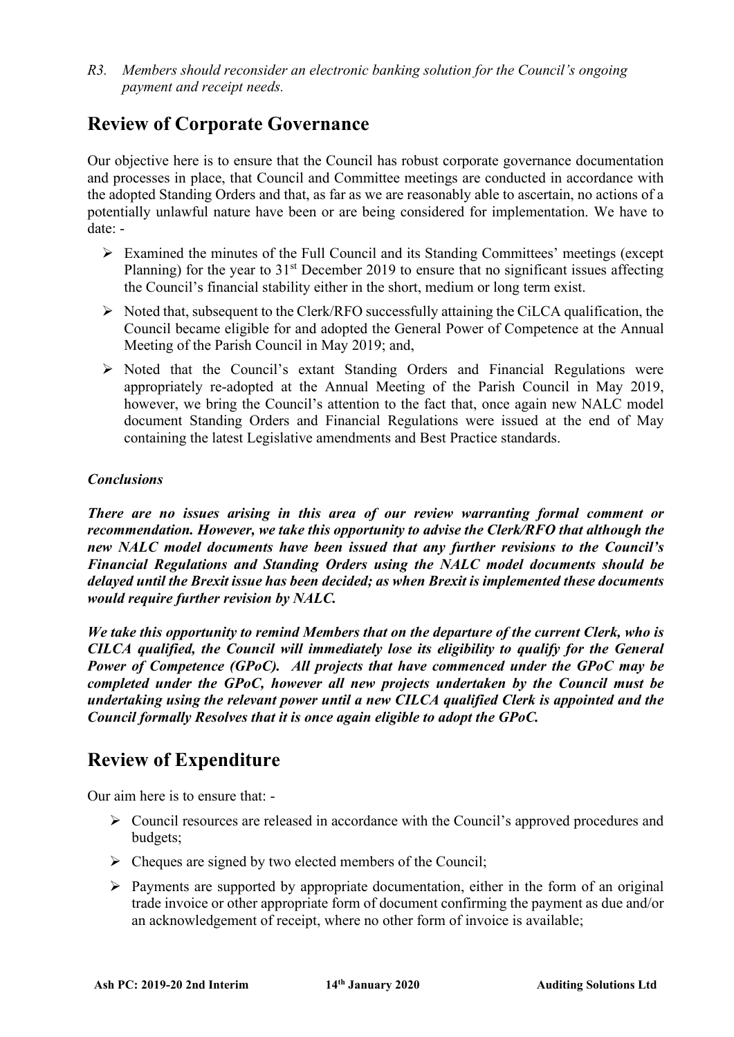*R3. Members should reconsider an electronic banking solution for the Council's ongoing payment and receipt needs.*

## Review of Corporate Governance

Our objective here is to ensure that the Council has robust corporate governance documentation and processes in place, that Council and Committee meetings are conducted in accordance with the adopted Standing Orders and that, as far as we are reasonably able to ascertain, no actions of a potentially unlawful nature have been or are being considered for implementation. We have to date: -

- Examined the minutes of the Full Council and its Standing Committees' meetings (except Planning) for the year to 31st December 2019 to ensure that no significant issues affecting the Council's financial stability either in the short, medium or long term exist.
- Noted that, subsequent to the Clerk/RFO successfully attaining the CiLCA qualification, the Council became eligible for and adopted the General Power of Competence at the Annual Meeting of the Parish Council in May 2019; and,
- Noted that the Council's extant Standing Orders and Financial Regulations were appropriately re-adopted at the Annual Meeting of the Parish Council in May 2019, however, we bring the Council's attention to the fact that, once again new NALC model document Standing Orders and Financial Regulations were issued at the end of May containing the latest Legislative amendments and Best Practice standards.

***Conclusions***

***There are no issues arising in this area of our review warranting formal comment or recommendation. However, we take this opportunity to advise the Clerk/RFO that although the new NALC model documents have been issued that any further revisions to the Council's Financial Regulations and Standing Orders using the NALC model documents should be delayed until the Brexit issue has been decided; as when Brexit is implemented these documents would require further revision by NALC.***

***We take this opportunity to remind Members that on the departure of the current Clerk, who is CILCA qualified, the Council will immediately lose its eligibility to qualify for the General Power of Competence (GPoC). All projects that have commenced under the GPoC may be completed under the GPoC, however all new projects undertaken by the Council must be undertaking using the relevant power until a new CILCA qualified Clerk is appointed and the Council formally Resolves that it is once again eligible to adopt the GPoC.***

## Review of Expenditure

Our aim here is to ensure that: -

- Council resources are released in accordance with the Council's approved procedures and budgets;
- Cheques are signed by two elected members of the Council;
- Payments are supported by appropriate documentation, either in the form of an original trade invoice or other appropriate form of document confirming the payment as due and/or an acknowledgement of receipt, where no other form of invoice is available;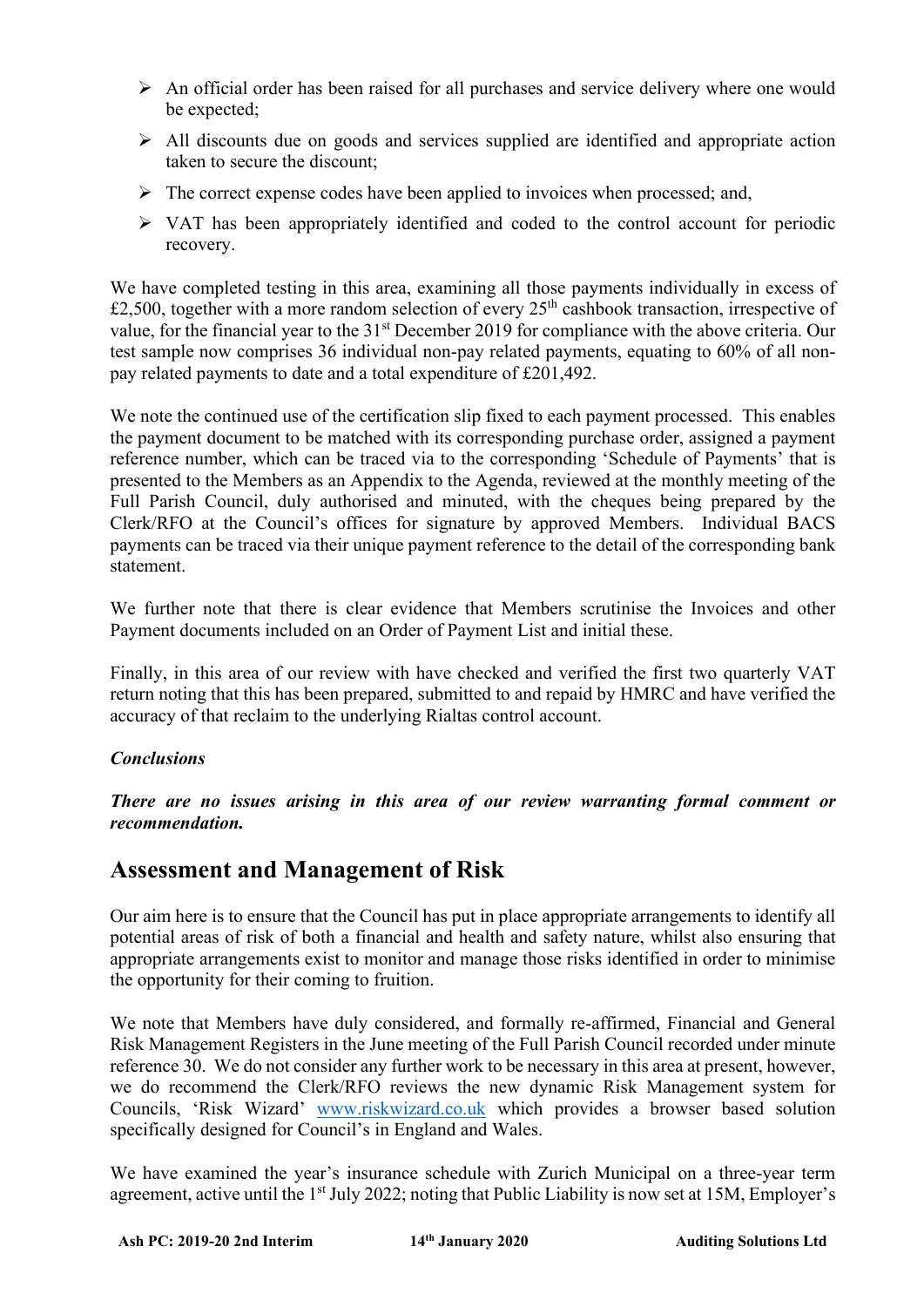- An official order has been raised for all purchases and service delivery where one would be expected;
- All discounts due on goods and services supplied are identified and appropriate action taken to secure the discount;
- The correct expense codes have been applied to invoices when processed; and,
- VAT has been appropriately identified and coded to the control account for periodic recovery.

We have completed testing in this area, examining all those payments individually in excess of £2,500, together with a more random selection of every 25th cashbook transaction, irrespective of value, for the financial year to the 31st December 2019 for compliance with the above criteria. Our test sample now comprises 36 individual non-pay related payments, equating to 60% of all non-pay related payments to date and a total expenditure of £201,492.

We note the continued use of the certification slip fixed to each payment processed. This enables the payment document to be matched with its corresponding purchase order, assigned a payment reference number, which can be traced via to the corresponding 'Schedule of Payments' that is presented to the Members as an Appendix to the Agenda, reviewed at the monthly meeting of the Full Parish Council, duly authorised and minuted, with the cheques being prepared by the Clerk/RFO at the Council's offices for signature by approved Members. Individual BACS payments can be traced via their unique payment reference to the detail of the corresponding bank statement.

We further note that there is clear evidence that Members scrutinise the Invoices and other Payment documents included on an Order of Payment List and initial these.

Finally, in this area of our review with have checked and verified the first two quarterly VAT return noting that this has been prepared, submitted to and repaid by HMRC and have verified the accuracy of that reclaim to the underlying Rialtas control account.

***Conclusions***

***There are no issues arising in this area of our review warranting formal comment or recommendation.***

## Assessment and Management of Risk

Our aim here is to ensure that the Council has put in place appropriate arrangements to identify all potential areas of risk of both a financial and health and safety nature, whilst also ensuring that appropriate arrangements exist to monitor and manage those risks identified in order to minimise the opportunity for their coming to fruition.

We note that Members have duly considered, and formally re-affirmed, Financial and General Risk Management Registers in the June meeting of the Full Parish Council recorded under minute reference 30. We do not consider any further work to be necessary in this area at present, however, we do recommend the Clerk/RFO reviews the new dynamic Risk Management system for Councils, 'Risk Wizard' www.riskwizard.co.uk which provides a browser based solution specifically designed for Council's in England and Wales.

We have examined the year's insurance schedule with Zurich Municipal on a three-year term agreement, active until the 1st July 2022; noting that Public Liability is now set at 15M, Employer's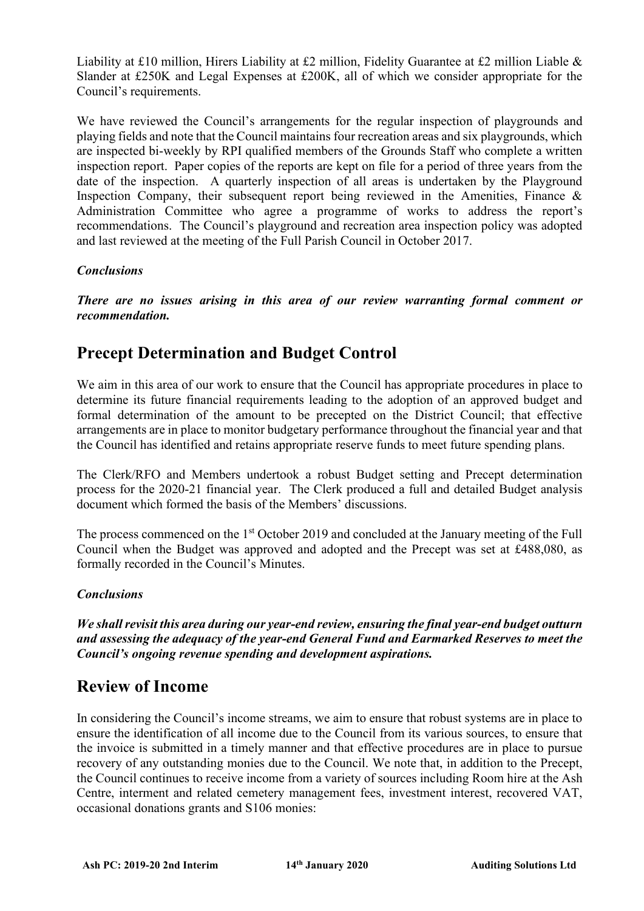Liability at £10 million, Hirers Liability at £2 million, Fidelity Guarantee at £2 million Liable & Slander at £250K and Legal Expenses at £200K, all of which we consider appropriate for the Council's requirements.

We have reviewed the Council's arrangements for the regular inspection of playgrounds and playing fields and note that the Council maintains four recreation areas and six playgrounds, which are inspected bi-weekly by RPI qualified members of the Grounds Staff who complete a written inspection report. Paper copies of the reports are kept on file for a period of three years from the date of the inspection. A quarterly inspection of all areas is undertaken by the Playground Inspection Company, their subsequent report being reviewed in the Amenities, Finance & Administration Committee who agree a programme of works to address the report's recommendations. The Council's playground and recreation area inspection policy was adopted and last reviewed at the meeting of the Full Parish Council in October 2017.

***Conclusions***

***There are no issues arising in this area of our review warranting formal comment or recommendation.***

## Precept Determination and Budget Control

We aim in this area of our work to ensure that the Council has appropriate procedures in place to determine its future financial requirements leading to the adoption of an approved budget and formal determination of the amount to be precepted on the District Council; that effective arrangements are in place to monitor budgetary performance throughout the financial year and that the Council has identified and retains appropriate reserve funds to meet future spending plans.

The Clerk/RFO and Members undertook a robust Budget setting and Precept determination process for the 2020-21 financial year. The Clerk produced a full and detailed Budget analysis document which formed the basis of the Members' discussions.

The process commenced on the 1st October 2019 and concluded at the January meeting of the Full Council when the Budget was approved and adopted and the Precept was set at £488,080, as formally recorded in the Council's Minutes.

***Conclusions***

***We shall revisit this area during our year-end review, ensuring the final year-end budget outturn and assessing the adequacy of the year-end General Fund and Earmarked Reserves to meet the Council's ongoing revenue spending and development aspirations.***

## Review of Income

In considering the Council's income streams, we aim to ensure that robust systems are in place to ensure the identification of all income due to the Council from its various sources, to ensure that the invoice is submitted in a timely manner and that effective procedures are in place to pursue recovery of any outstanding monies due to the Council. We note that, in addition to the Precept, the Council continues to receive income from a variety of sources including Room hire at the Ash Centre, interment and related cemetery management fees, investment interest, recovered VAT, occasional donations grants and S106 monies: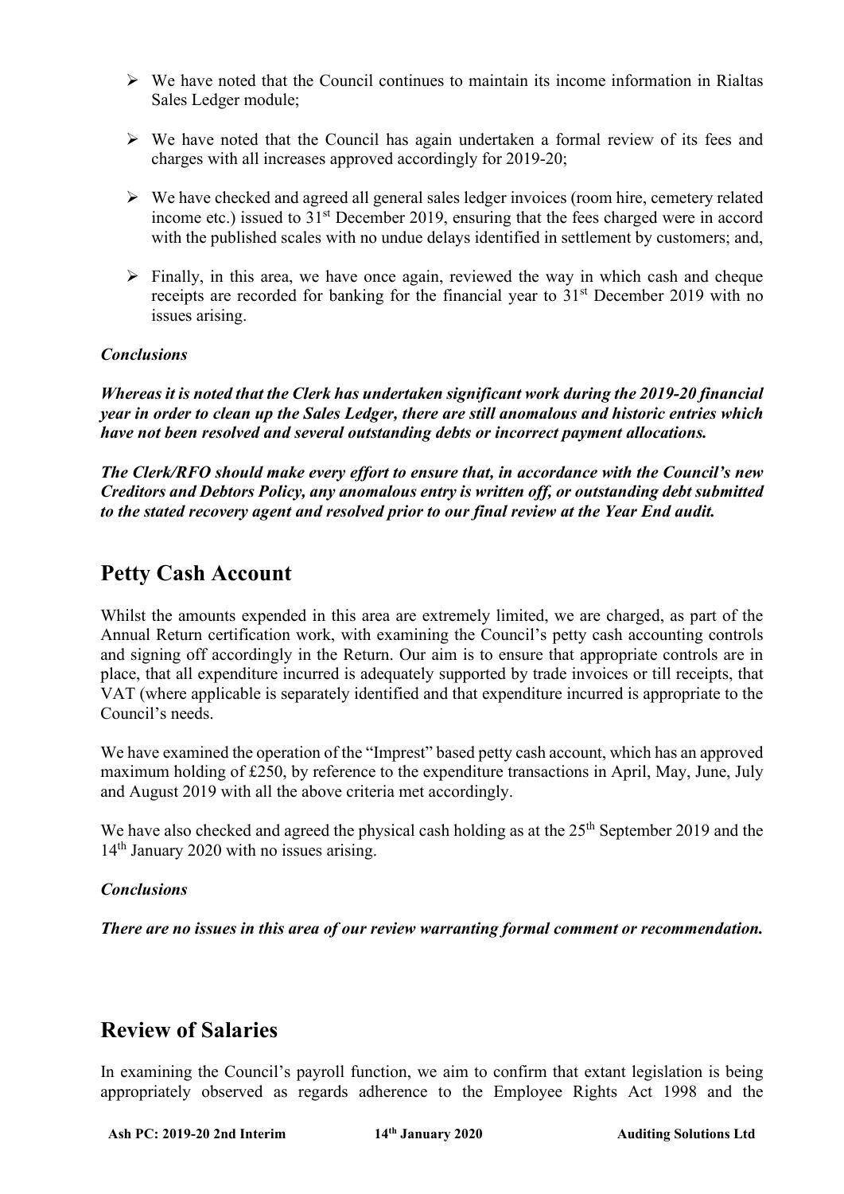- We have noted that the Council continues to maintain its income information in Rialtas Sales Ledger module;
- We have noted that the Council has again undertaken a formal review of its fees and charges with all increases approved accordingly for 2019-20;
- We have checked and agreed all general sales ledger invoices (room hire, cemetery related income etc.) issued to 31st December 2019, ensuring that the fees charged were in accord with the published scales with no undue delays identified in settlement by customers; and,
- Finally, in this area, we have once again, reviewed the way in which cash and cheque receipts are recorded for banking for the financial year to 31st December 2019 with no issues arising.

***Conclusions***

***Whereas it is noted that the Clerk has undertaken significant work during the 2019-20 financial year in order to clean up the Sales Ledger, there are still anomalous and historic entries which have not been resolved and several outstanding debts or incorrect payment allocations.***

***The Clerk/RFO should make every effort to ensure that, in accordance with the Council's new Creditors and Debtors Policy, any anomalous entry is written off, or outstanding debt submitted to the stated recovery agent and resolved prior to our final review at the Year End audit.***

## Petty Cash Account

Whilst the amounts expended in this area are extremely limited, we are charged, as part of the Annual Return certification work, with examining the Council's petty cash accounting controls and signing off accordingly in the Return. Our aim is to ensure that appropriate controls are in place, that all expenditure incurred is adequately supported by trade invoices or till receipts, that VAT (where applicable is separately identified and that expenditure incurred is appropriate to the Council's needs.

We have examined the operation of the "Imprest" based petty cash account, which has an approved maximum holding of £250, by reference to the expenditure transactions in April, May, June, July and August 2019 with all the above criteria met accordingly.

We have also checked and agreed the physical cash holding as at the 25th September 2019 and the 14th January 2020 with no issues arising.

***Conclusions***

***There are no issues in this area of our review warranting formal comment or recommendation.***

## Review of Salaries

In examining the Council's payroll function, we aim to confirm that extant legislation is being appropriately observed as regards adherence to the Employee Rights Act 1998 and the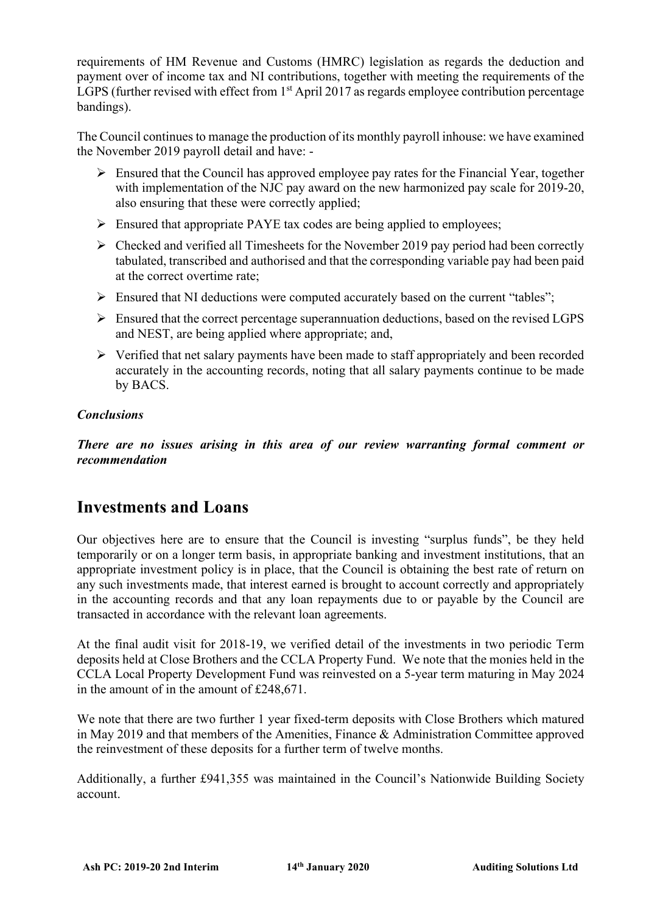requirements of HM Revenue and Customs (HMRC) legislation as regards the deduction and payment over of income tax and NI contributions, together with meeting the requirements of the LGPS (further revised with effect from 1st April 2017 as regards employee contribution percentage bandings).

The Council continues to manage the production of its monthly payroll inhouse: we have examined the November 2019 payroll detail and have: -

- Ensured that the Council has approved employee pay rates for the Financial Year, together with implementation of the NJC pay award on the new harmonized pay scale for 2019-20, also ensuring that these were correctly applied;
- Ensured that appropriate PAYE tax codes are being applied to employees;
- Checked and verified all Timesheets for the November 2019 pay period had been correctly tabulated, transcribed and authorised and that the corresponding variable pay had been paid at the correct overtime rate;
- Ensured that NI deductions were computed accurately based on the current "tables";
- Ensured that the correct percentage superannuation deductions, based on the revised LGPS and NEST, are being applied where appropriate; and,
- Verified that net salary payments have been made to staff appropriately and been recorded accurately in the accounting records, noting that all salary payments continue to be made by BACS.

***Conclusions***

***There are no issues arising in this area of our review warranting formal comment or recommendation***

## Investments and Loans

Our objectives here are to ensure that the Council is investing "surplus funds", be they held temporarily or on a longer term basis, in appropriate banking and investment institutions, that an appropriate investment policy is in place, that the Council is obtaining the best rate of return on any such investments made, that interest earned is brought to account correctly and appropriately in the accounting records and that any loan repayments due to or payable by the Council are transacted in accordance with the relevant loan agreements.

At the final audit visit for 2018-19, we verified detail of the investments in two periodic Term deposits held at Close Brothers and the CCLA Property Fund. We note that the monies held in the CCLA Local Property Development Fund was reinvested on a 5-year term maturing in May 2024 in the amount of in the amount of £248,671.

We note that there are two further 1 year fixed-term deposits with Close Brothers which matured in May 2019 and that members of the Amenities, Finance & Administration Committee approved the reinvestment of these deposits for a further term of twelve months.

Additionally, a further £941,355 was maintained in the Council's Nationwide Building Society account.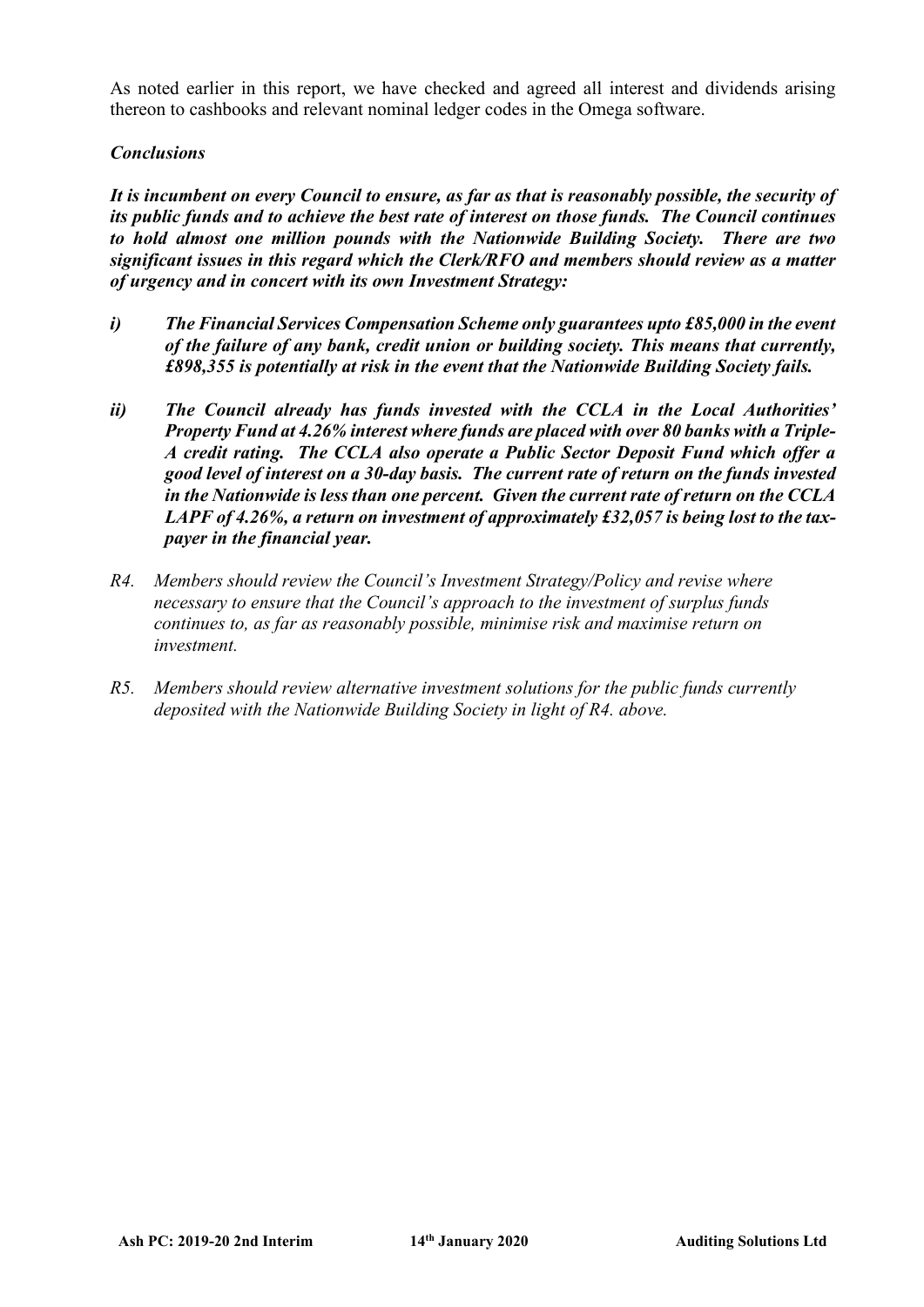As noted earlier in this report, we have checked and agreed all interest and dividends arising thereon to cashbooks and relevant nominal ledger codes in the Omega software.

### *Conclusions*

***It is incumbent on every Council to ensure, as far as that is reasonably possible, the security of its public funds and to achieve the best rate of interest on those funds. The Council continues to hold almost one million pounds with the Nationwide Building Society. There are two significant issues in this regard which the Clerk/RFO and members should review as a matter of urgency and in concert with its own Investment Strategy:***

- ***i) The Financial Services Compensation Scheme only guarantees upto £85,000 in the event of the failure of any bank, credit union or building society. This means that currently, £898,355 is potentially at risk in the event that the Nationwide Building Society fails.***

- ***ii) The Council already has funds invested with the CCLA in the Local Authorities' Property Fund at 4.26% interest where funds are placed with over 80 banks with a Triple-A credit rating. The CCLA also operate a Public Sector Deposit Fund which offer a good level of interest on a 30-day basis. The current rate of return on the funds invested in the Nationwide is less than one percent. Given the current rate of return on the CCLA LAPF of 4.26%, a return on investment of approximately £32,057 is being lost to the tax-payer in the financial year.***

*R4. Members should review the Council's Investment Strategy/Policy and revise where necessary to ensure that the Council's approach to the investment of surplus funds continues to, as far as reasonably possible, minimise risk and maximise return on investment.*

*R5. Members should review alternative investment solutions for the public funds currently deposited with the Nationwide Building Society in light of R4. above.*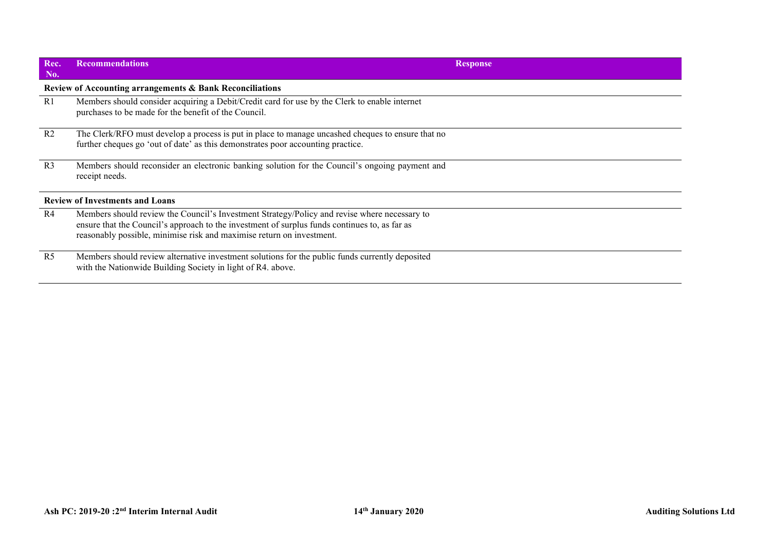| Rec. No. | Recommendations | Response |
|---|---|---|
| **Review of Accounting arrangements & Bank Reconciliations** | | |
| R1 | Members should consider acquiring a Debit/Credit card for use by the Clerk to enable internet purchases to be made for the benefit of the Council. | |
| R2 | The Clerk/RFO must develop a process is put in place to manage uncashed cheques to ensure that no further cheques go 'out of date' as this demonstrates poor accounting practice. | |
| R3 | Members should reconsider an electronic banking solution for the Council's ongoing payment and receipt needs. | |
| **Review of Investments and Loans** | | |
| R4 | Members should review the Council's Investment Strategy/Policy and revise where necessary to ensure that the Council's approach to the investment of surplus funds continues to, as far as reasonably possible, minimise risk and maximise return on investment. | |
| R5 | Members should review alternative investment solutions for the public funds currently deposited with the Nationwide Building Society in light of R4. above. | |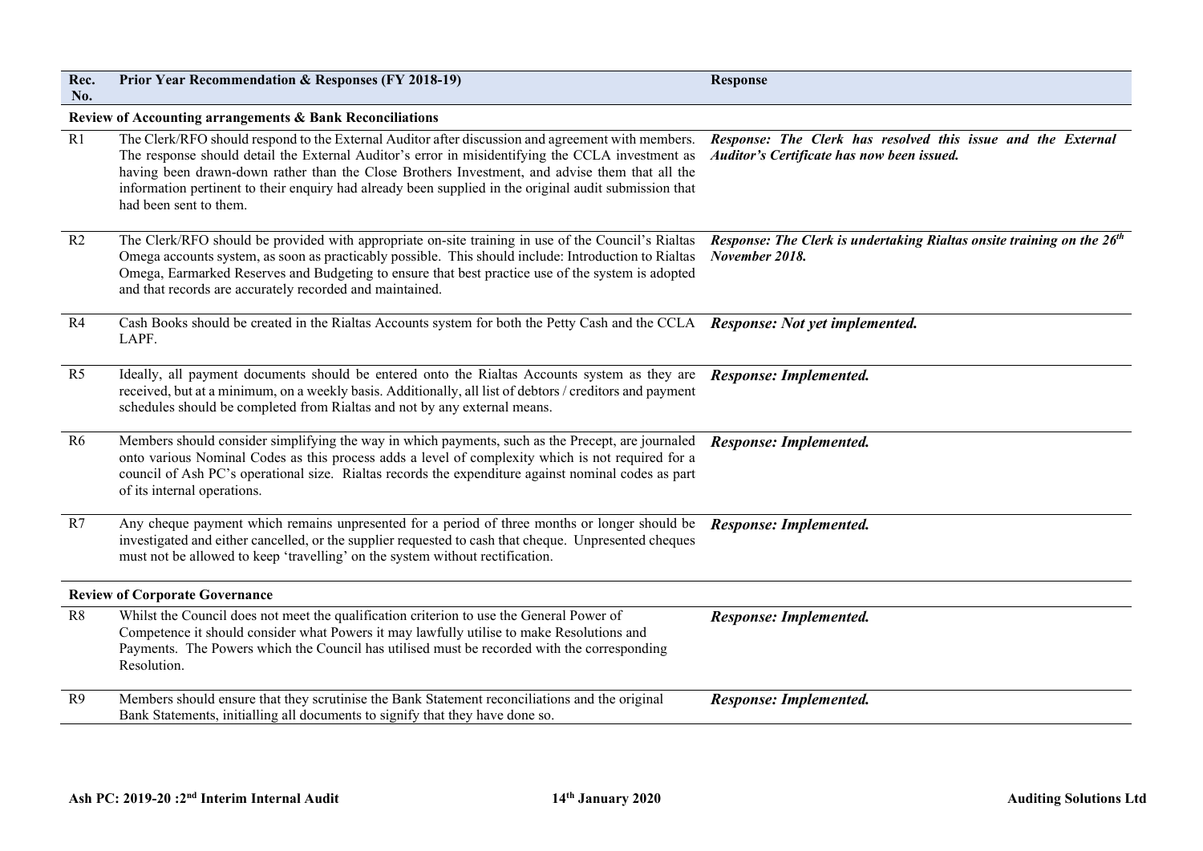| Rec. No. | Prior Year Recommendation & Responses (FY 2018-19) | Response |
|---|---|---|
| **Review of Accounting arrangements & Bank Reconciliations** | | |
| R1 | The Clerk/RFO should respond to the External Auditor after discussion and agreement with members. The response should detail the External Auditor's error in misidentifying the CCLA investment as having been drawn-down rather than the Close Brothers Investment, and advise them that all the information pertinent to their enquiry had already been supplied in the original audit submission that had been sent to them. | ***Response: The Clerk has resolved this issue and the External Auditor's Certificate has now been issued.*** |
| R2 | The Clerk/RFO should be provided with appropriate on-site training in use of the Council's Rialtas Omega accounts system, as soon as practicably possible. This should include: Introduction to Rialtas Omega, Earmarked Reserves and Budgeting to ensure that best practice use of the system is adopted and that records are accurately recorded and maintained. | ***Response: The Clerk is undertaking Rialtas onsite training on the 26th November 2018.*** |
| R4 | Cash Books should be created in the Rialtas Accounts system for both the Petty Cash and the CCLA LAPF. | ***Response: Not yet implemented.*** |
| R5 | Ideally, all payment documents should be entered onto the Rialtas Accounts system as they are received, but at a minimum, on a weekly basis. Additionally, all list of debtors / creditors and payment schedules should be completed from Rialtas and not by any external means. | ***Response: Implemented.*** |
| R6 | Members should consider simplifying the way in which payments, such as the Precept, are journaled onto various Nominal Codes as this process adds a level of complexity which is not required for a council of Ash PC's operational size. Rialtas records the expenditure against nominal codes as part of its internal operations. | ***Response: Implemented.*** |
| R7 | Any cheque payment which remains unpresented for a period of three months or longer should be investigated and either cancelled, or the supplier requested to cash that cheque. Unpresented cheques must not be allowed to keep 'travelling' on the system without rectification. | ***Response: Implemented.*** |
| **Review of Corporate Governance** | | |
| R8 | Whilst the Council does not meet the qualification criterion to use the General Power of Competence it should consider what Powers it may lawfully utilise to make Resolutions and Payments. The Powers which the Council has utilised must be recorded with the corresponding Resolution. | ***Response: Implemented.*** |
| R9 | Members should ensure that they scrutinise the Bank Statement reconciliations and the original Bank Statements, initialling all documents to signify that they have done so. | ***Response: Implemented.*** |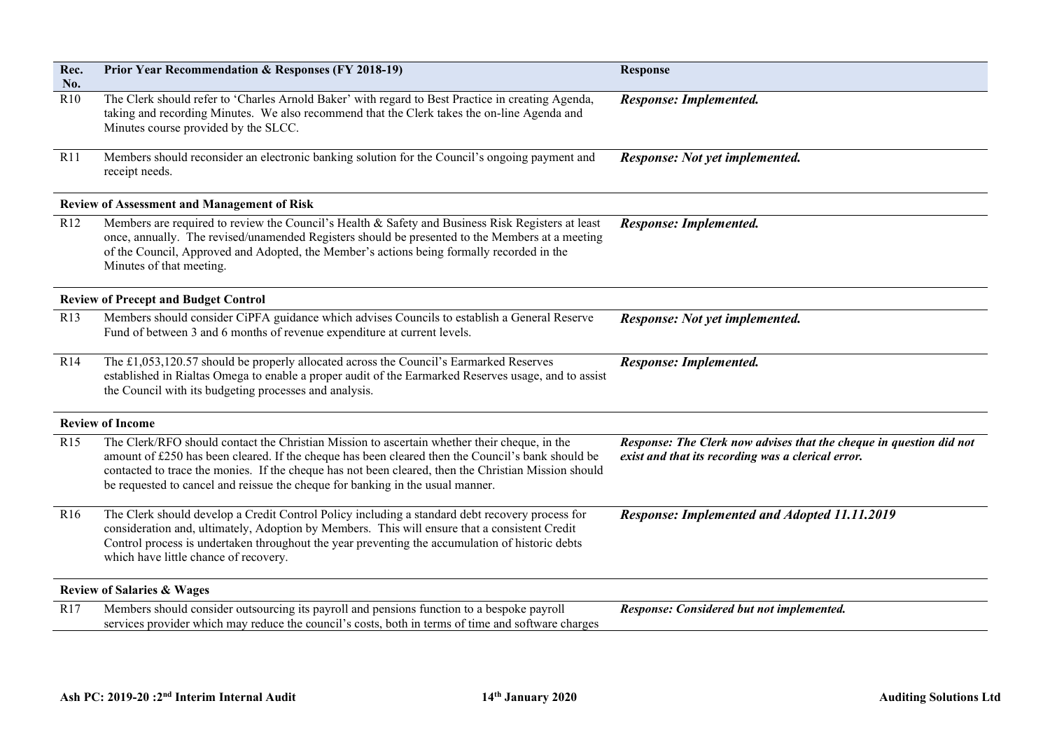| Rec. No. | Prior Year Recommendation & Responses (FY 2018-19) | Response |
|---|---|---|
| R10 | The Clerk should refer to 'Charles Arnold Baker' with regard to Best Practice in creating Agenda, taking and recording Minutes. We also recommend that the Clerk takes the on-line Agenda and Minutes course provided by the SLCC. | ***Response: Implemented.*** |
| R11 | Members should reconsider an electronic banking solution for the Council's ongoing payment and receipt needs. | ***Response: Not yet implemented.*** |
| | **Review of Assessment and Management of Risk** | |
| R12 | Members are required to review the Council's Health & Safety and Business Risk Registers at least once, annually. The revised/unamended Registers should be presented to the Members at a meeting of the Council, Approved and Adopted, the Member's actions being formally recorded in the Minutes of that meeting. | ***Response: Implemented.*** |
| | **Review of Precept and Budget Control** | |
| R13 | Members should consider CiPFA guidance which advises Councils to establish a General Reserve Fund of between 3 and 6 months of revenue expenditure at current levels. | ***Response: Not yet implemented.*** |
| R14 | The £1,053,120.57 should be properly allocated across the Council's Earmarked Reserves established in Rialtas Omega to enable a proper audit of the Earmarked Reserves usage, and to assist the Council with its budgeting processes and analysis. | ***Response: Implemented.*** |
| | **Review of Income** | |
| R15 | The Clerk/RFO should contact the Christian Mission to ascertain whether their cheque, in the amount of £250 has been cleared. If the cheque has been cleared then the Council's bank should be contacted to trace the monies. If the cheque has not been cleared, then the Christian Mission should be requested to cancel and reissue the cheque for banking in the usual manner. | ***Response: The Clerk now advises that the cheque in question did not exist and that its recording was a clerical error.*** |
| R16 | The Clerk should develop a Credit Control Policy including a standard debt recovery process for consideration and, ultimately, Adoption by Members. This will ensure that a consistent Credit Control process is undertaken throughout the year preventing the accumulation of historic debts which have little chance of recovery. | ***Response: Implemented and Adopted 11.11.2019*** |
| | **Review of Salaries & Wages** | |
| R17 | Members should consider outsourcing its payroll and pensions function to a bespoke payroll services provider which may reduce the council's costs, both in terms of time and software charges | ***Response: Considered but not implemented.*** |